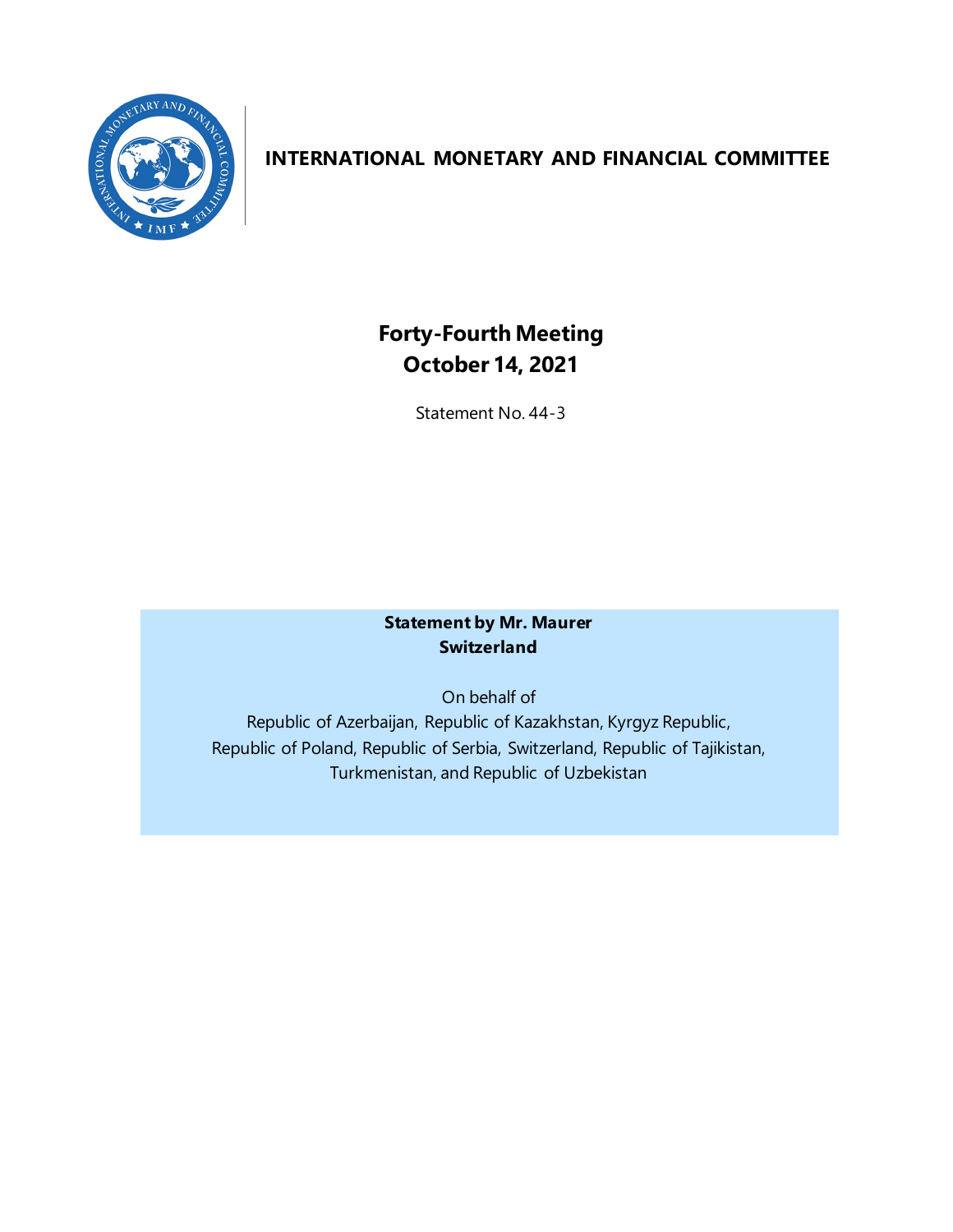# INTERNATIONAL MONETARY AND FINANCIAL COMMITTEE

## Forty-Fourth Meeting
## October 14, 2021

Statement No. 44-3

**Statement by Mr. Maurer**
**Switzerland**

On behalf of
Republic of Azerbaijan, Republic of Kazakhstan, Kyrgyz Republic, Republic of Poland, Republic of Serbia, Switzerland, Republic of Tajikistan, Turkmenistan, and Republic of Uzbekistan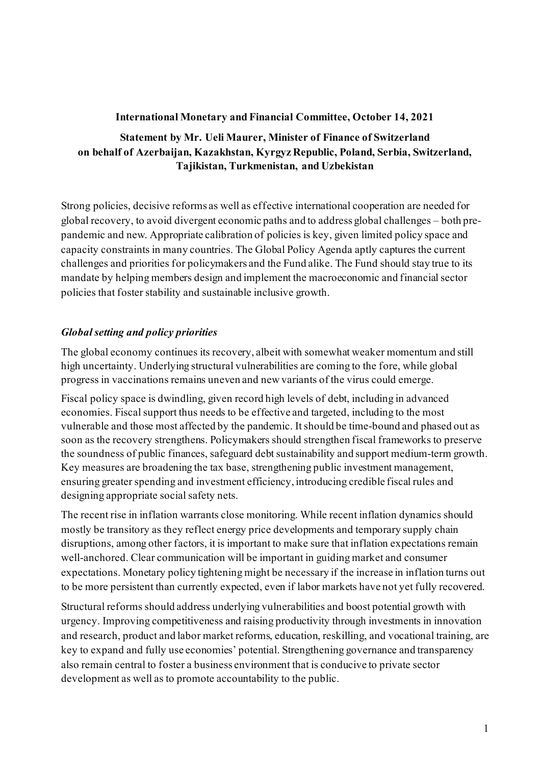**International Monetary and Financial Committee, October 14, 2021**

**Statement by Mr. Ueli Maurer, Minister of Finance of Switzerland on behalf of Azerbaijan, Kazakhstan, Kyrgyz Republic, Poland, Serbia, Switzerland, Tajikistan, Turkmenistan, and Uzbekistan**

Strong policies, decisive reforms as well as effective international cooperation are needed for global recovery, to avoid divergent economic paths and to address global challenges – both pre-pandemic and new. Appropriate calibration of policies is key, given limited policy space and capacity constraints in many countries. The Global Policy Agenda aptly captures the current challenges and priorities for policymakers and the Fund alike. The Fund should stay true to its mandate by helping members design and implement the macroeconomic and financial sector policies that foster stability and sustainable inclusive growth.

***Global setting and policy priorities***

The global economy continues its recovery, albeit with somewhat weaker momentum and still high uncertainty. Underlying structural vulnerabilities are coming to the fore, while global progress in vaccinations remains uneven and new variants of the virus could emerge.

Fiscal policy space is dwindling, given record high levels of debt, including in advanced economies. Fiscal support thus needs to be effective and targeted, including to the most vulnerable and those most affected by the pandemic. It should be time-bound and phased out as soon as the recovery strengthens. Policymakers should strengthen fiscal frameworks to preserve the soundness of public finances, safeguard debt sustainability and support medium-term growth. Key measures are broadening the tax base, strengthening public investment management, ensuring greater spending and investment efficiency, introducing credible fiscal rules and designing appropriate social safety nets.

The recent rise in inflation warrants close monitoring. While recent inflation dynamics should mostly be transitory as they reflect energy price developments and temporary supply chain disruptions, among other factors, it is important to make sure that inflation expectations remain well-anchored. Clear communication will be important in guiding market and consumer expectations. Monetary policy tightening might be necessary if the increase in inflation turns out to be more persistent than currently expected, even if labor markets have not yet fully recovered.

Structural reforms should address underlying vulnerabilities and boost potential growth with urgency. Improving competitiveness and raising productivity through investments in innovation and research, product and labor market reforms, education, reskilling, and vocational training, are key to expand and fully use economies' potential. Strengthening governance and transparency also remain central to foster a business environment that is conducive to private sector development as well as to promote accountability to the public.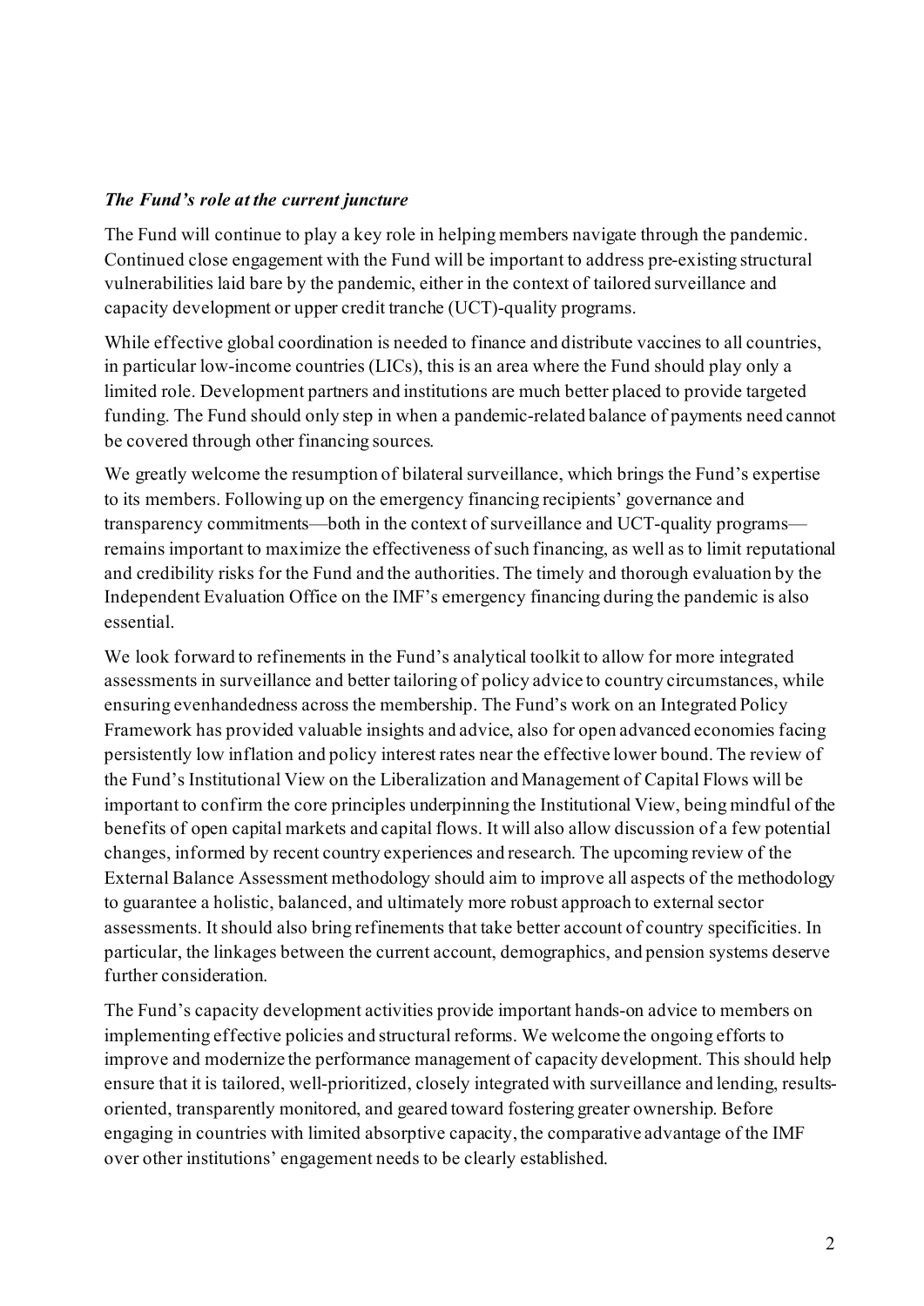***The Fund's role at the current juncture***

The Fund will continue to play a key role in helping members navigate through the pandemic. Continued close engagement with the Fund will be important to address pre-existing structural vulnerabilities laid bare by the pandemic, either in the context of tailored surveillance and capacity development or upper credit tranche (UCT)-quality programs.

While effective global coordination is needed to finance and distribute vaccines to all countries, in particular low-income countries (LICs), this is an area where the Fund should play only a limited role. Development partners and institutions are much better placed to provide targeted funding. The Fund should only step in when a pandemic-related balance of payments need cannot be covered through other financing sources.

We greatly welcome the resumption of bilateral surveillance, which brings the Fund's expertise to its members. Following up on the emergency financing recipients' governance and transparency commitments—both in the context of surveillance and UCT-quality programs—remains important to maximize the effectiveness of such financing, as well as to limit reputational and credibility risks for the Fund and the authorities. The timely and thorough evaluation by the Independent Evaluation Office on the IMF's emergency financing during the pandemic is also essential.

We look forward to refinements in the Fund's analytical toolkit to allow for more integrated assessments in surveillance and better tailoring of policy advice to country circumstances, while ensuring evenhandedness across the membership. The Fund's work on an Integrated Policy Framework has provided valuable insights and advice, also for open advanced economies facing persistently low inflation and policy interest rates near the effective lower bound. The review of the Fund's Institutional View on the Liberalization and Management of Capital Flows will be important to confirm the core principles underpinning the Institutional View, being mindful of the benefits of open capital markets and capital flows. It will also allow discussion of a few potential changes, informed by recent country experiences and research. The upcoming review of the External Balance Assessment methodology should aim to improve all aspects of the methodology to guarantee a holistic, balanced, and ultimately more robust approach to external sector assessments. It should also bring refinements that take better account of country specificities. In particular, the linkages between the current account, demographics, and pension systems deserve further consideration.

The Fund's capacity development activities provide important hands-on advice to members on implementing effective policies and structural reforms. We welcome the ongoing efforts to improve and modernize the performance management of capacity development. This should help ensure that it is tailored, well-prioritized, closely integrated with surveillance and lending, results-oriented, transparently monitored, and geared toward fostering greater ownership. Before engaging in countries with limited absorptive capacity, the comparative advantage of the IMF over other institutions' engagement needs to be clearly established.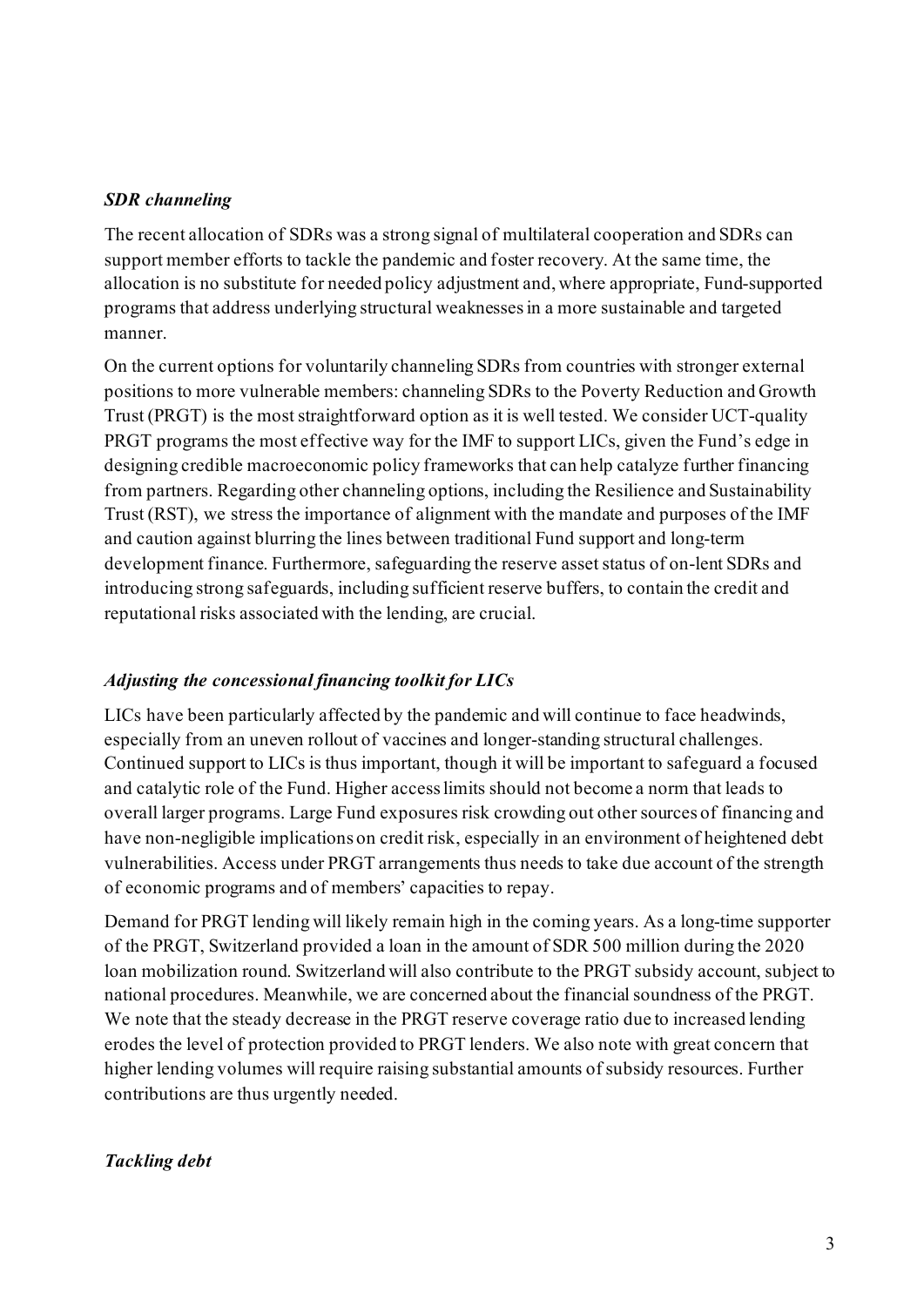### *SDR channeling*

The recent allocation of SDRs was a strong signal of multilateral cooperation and SDRs can support member efforts to tackle the pandemic and foster recovery. At the same time, the allocation is no substitute for needed policy adjustment and, where appropriate, Fund-supported programs that address underlying structural weaknesses in a more sustainable and targeted manner.

On the current options for voluntarily channeling SDRs from countries with stronger external positions to more vulnerable members: channeling SDRs to the Poverty Reduction and Growth Trust (PRGT) is the most straightforward option as it is well tested. We consider UCT-quality PRGT programs the most effective way for the IMF to support LICs, given the Fund's edge in designing credible macroeconomic policy frameworks that can help catalyze further financing from partners. Regarding other channeling options, including the Resilience and Sustainability Trust (RST), we stress the importance of alignment with the mandate and purposes of the IMF and caution against blurring the lines between traditional Fund support and long-term development finance. Furthermore, safeguarding the reserve asset status of on-lent SDRs and introducing strong safeguards, including sufficient reserve buffers, to contain the credit and reputational risks associated with the lending, are crucial.

### *Adjusting the concessional financing toolkit for LICs*

LICs have been particularly affected by the pandemic and will continue to face headwinds, especially from an uneven rollout of vaccines and longer-standing structural challenges. Continued support to LICs is thus important, though it will be important to safeguard a focused and catalytic role of the Fund. Higher access limits should not become a norm that leads to overall larger programs. Large Fund exposures risk crowding out other sources of financing and have non-negligible implications on credit risk, especially in an environment of heightened debt vulnerabilities. Access under PRGT arrangements thus needs to take due account of the strength of economic programs and of members' capacities to repay.

Demand for PRGT lending will likely remain high in the coming years. As a long-time supporter of the PRGT, Switzerland provided a loan in the amount of SDR 500 million during the 2020 loan mobilization round. Switzerland will also contribute to the PRGT subsidy account, subject to national procedures. Meanwhile, we are concerned about the financial soundness of the PRGT. We note that the steady decrease in the PRGT reserve coverage ratio due to increased lending erodes the level of protection provided to PRGT lenders. We also note with great concern that higher lending volumes will require raising substantial amounts of subsidy resources. Further contributions are thus urgently needed.

### *Tackling debt*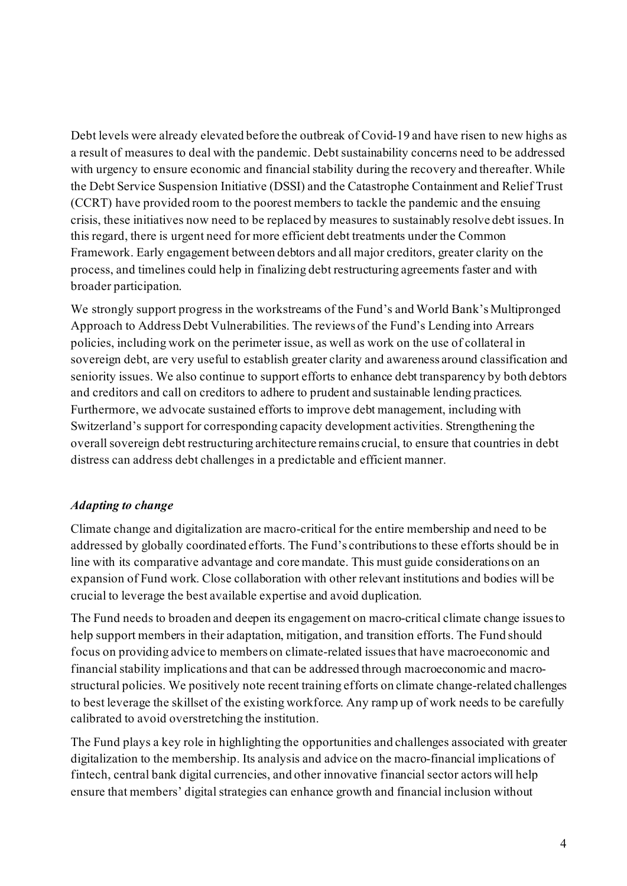Debt levels were already elevated before the outbreak of Covid-19 and have risen to new highs as a result of measures to deal with the pandemic. Debt sustainability concerns need to be addressed with urgency to ensure economic and financial stability during the recovery and thereafter. While the Debt Service Suspension Initiative (DSSI) and the Catastrophe Containment and Relief Trust (CCRT) have provided room to the poorest members to tackle the pandemic and the ensuing crisis, these initiatives now need to be replaced by measures to sustainably resolve debt issues. In this regard, there is urgent need for more efficient debt treatments under the Common Framework. Early engagement between debtors and all major creditors, greater clarity on the process, and timelines could help in finalizing debt restructuring agreements faster and with broader participation.

We strongly support progress in the workstreams of the Fund's and World Bank's Multipronged Approach to Address Debt Vulnerabilities. The reviews of the Fund's Lending into Arrears policies, including work on the perimeter issue, as well as work on the use of collateral in sovereign debt, are very useful to establish greater clarity and awareness around classification and seniority issues. We also continue to support efforts to enhance debt transparency by both debtors and creditors and call on creditors to adhere to prudent and sustainable lending practices. Furthermore, we advocate sustained efforts to improve debt management, including with Switzerland's support for corresponding capacity development activities. Strengthening the overall sovereign debt restructuring architecture remains crucial, to ensure that countries in debt distress can address debt challenges in a predictable and efficient manner.

***Adapting to change***

Climate change and digitalization are macro-critical for the entire membership and need to be addressed by globally coordinated efforts. The Fund's contributions to these efforts should be in line with its comparative advantage and core mandate. This must guide considerations on an expansion of Fund work. Close collaboration with other relevant institutions and bodies will be crucial to leverage the best available expertise and avoid duplication.

The Fund needs to broaden and deepen its engagement on macro-critical climate change issues to help support members in their adaptation, mitigation, and transition efforts. The Fund should focus on providing advice to members on climate-related issues that have macroeconomic and financial stability implications and that can be addressed through macroeconomic and macro-structural policies. We positively note recent training efforts on climate change-related challenges to best leverage the skillset of the existing workforce. Any ramp up of work needs to be carefully calibrated to avoid overstretching the institution.

The Fund plays a key role in highlighting the opportunities and challenges associated with greater digitalization to the membership. Its analysis and advice on the macro-financial implications of fintech, central bank digital currencies, and other innovative financial sector actors will help ensure that members' digital strategies can enhance growth and financial inclusion without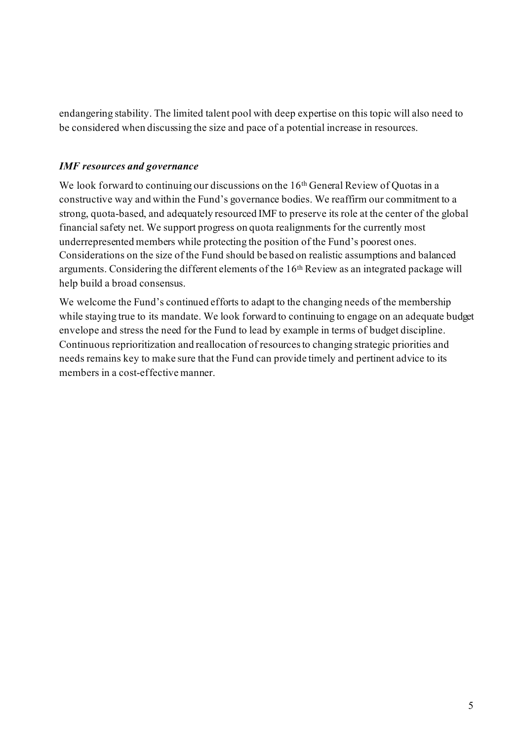endangering stability. The limited talent pool with deep expertise on this topic will also need to be considered when discussing the size and pace of a potential increase in resources.

### *IMF resources and governance*

We look forward to continuing our discussions on the 16th General Review of Quotas in a constructive way and within the Fund's governance bodies. We reaffirm our commitment to a strong, quota-based, and adequately resourced IMF to preserve its role at the center of the global financial safety net. We support progress on quota realignments for the currently most underrepresented members while protecting the position of the Fund's poorest ones. Considerations on the size of the Fund should be based on realistic assumptions and balanced arguments. Considering the different elements of the 16th Review as an integrated package will help build a broad consensus.

We welcome the Fund's continued efforts to adapt to the changing needs of the membership while staying true to its mandate. We look forward to continuing to engage on an adequate budget envelope and stress the need for the Fund to lead by example in terms of budget discipline. Continuous reprioritization and reallocation of resources to changing strategic priorities and needs remains key to make sure that the Fund can provide timely and pertinent advice to its members in a cost-effective manner.